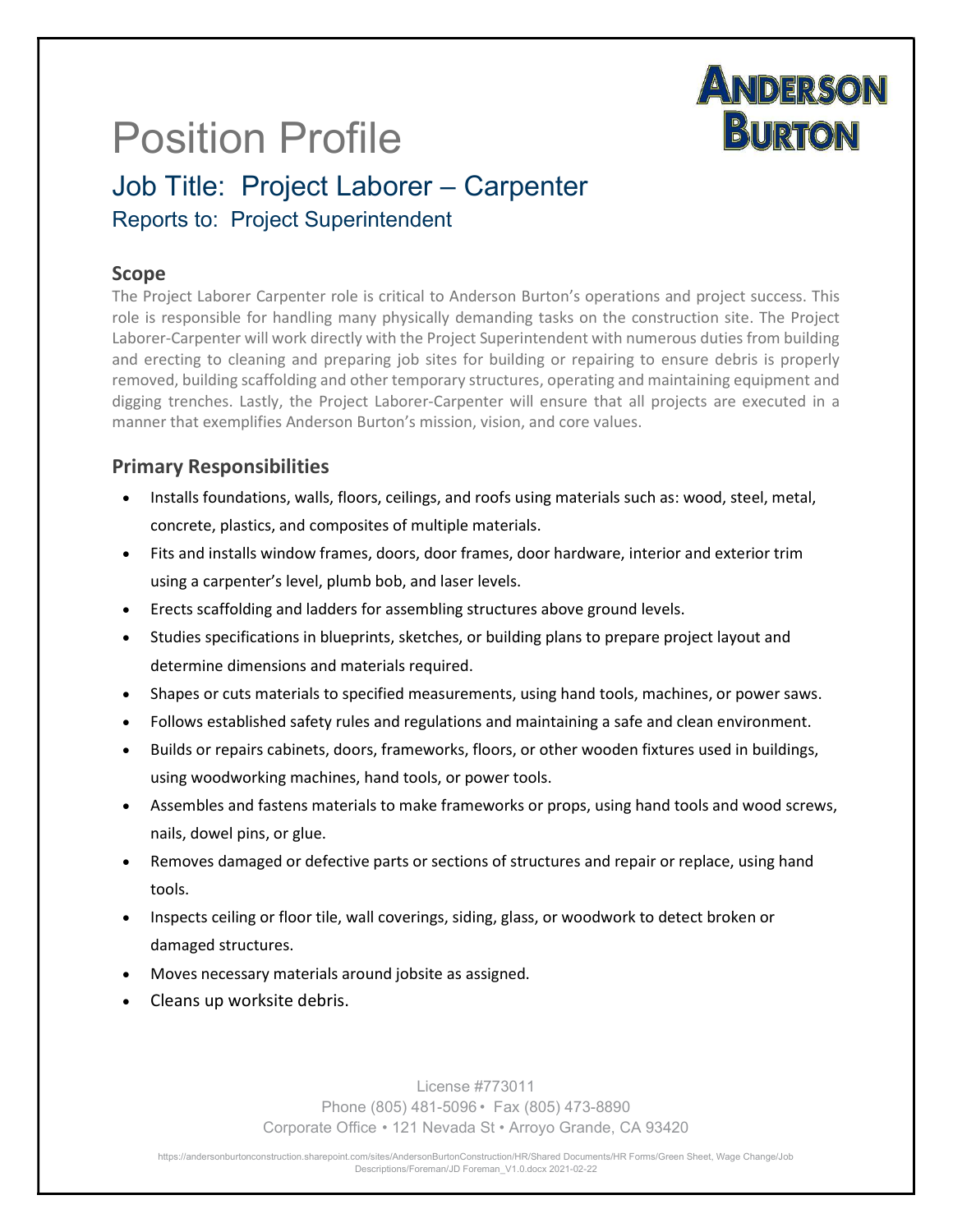ANDERSON BURTON

# Position Profile

## Job Title: Project Laborer – Carpenter

### Reports to: Project Superintendent

### Scope

The Project Laborer Carpenter role is critical to Anderson Burton's operations and project success. This role is responsible for handling many physically demanding tasks on the construction site. The Project Laborer-Carpenter will work directly with the Project Superintendent with numerous duties from building and erecting to cleaning and preparing job sites for building or repairing to ensure debris is properly removed, building scaffolding and other temporary structures, operating and maintaining equipment and digging trenches. Lastly, the Project Laborer-Carpenter will ensure that all projects are executed in a manner that exemplifies Anderson Burton's mission, vision, and core values.

### Primary Responsibilities

- Installs foundations, walls, floors, ceilings, and roofs using materials such as: wood, steel, metal, concrete, plastics, and composites of multiple materials.
- Fits and installs window frames, doors, door frames, door hardware, interior and exterior trim using a carpenter's level, plumb bob, and laser levels.
- Erects scaffolding and ladders for assembling structures above ground levels.
- Studies specifications in blueprints, sketches, or building plans to prepare project layout and determine dimensions and materials required.
- Shapes or cuts materials to specified measurements, using hand tools, machines, or power saws.
- Follows established safety rules and regulations and maintaining a safe and clean environment.
- Builds or repairs cabinets, doors, frameworks, floors, or other wooden fixtures used in buildings, using woodworking machines, hand tools, or power tools.
- Assembles and fastens materials to make frameworks or props, using hand tools and wood screws, nails, dowel pins, or glue.
- Removes damaged or defective parts or sections of structures and repair or replace, using hand tools.
- Inspects ceiling or floor tile, wall coverings, siding, glass, or woodwork to detect broken or damaged structures.
- Moves necessary materials around jobsite as assigned.
- Cleans up worksite debris.

License #773011
Phone (805) 481-5096 • Fax (805) 473-8890
Corporate Office • 121 Nevada St • Arroyo Grande, CA 93420

https://andersonburtonconstruction.sharepoint.com/sites/AndersonBurtonConstruction/HR/Shared Documents/HR Forms/Green Sheet, Wage Change/Job Descriptions/Foreman/JD Foreman_V1.0.docx 2021-02-22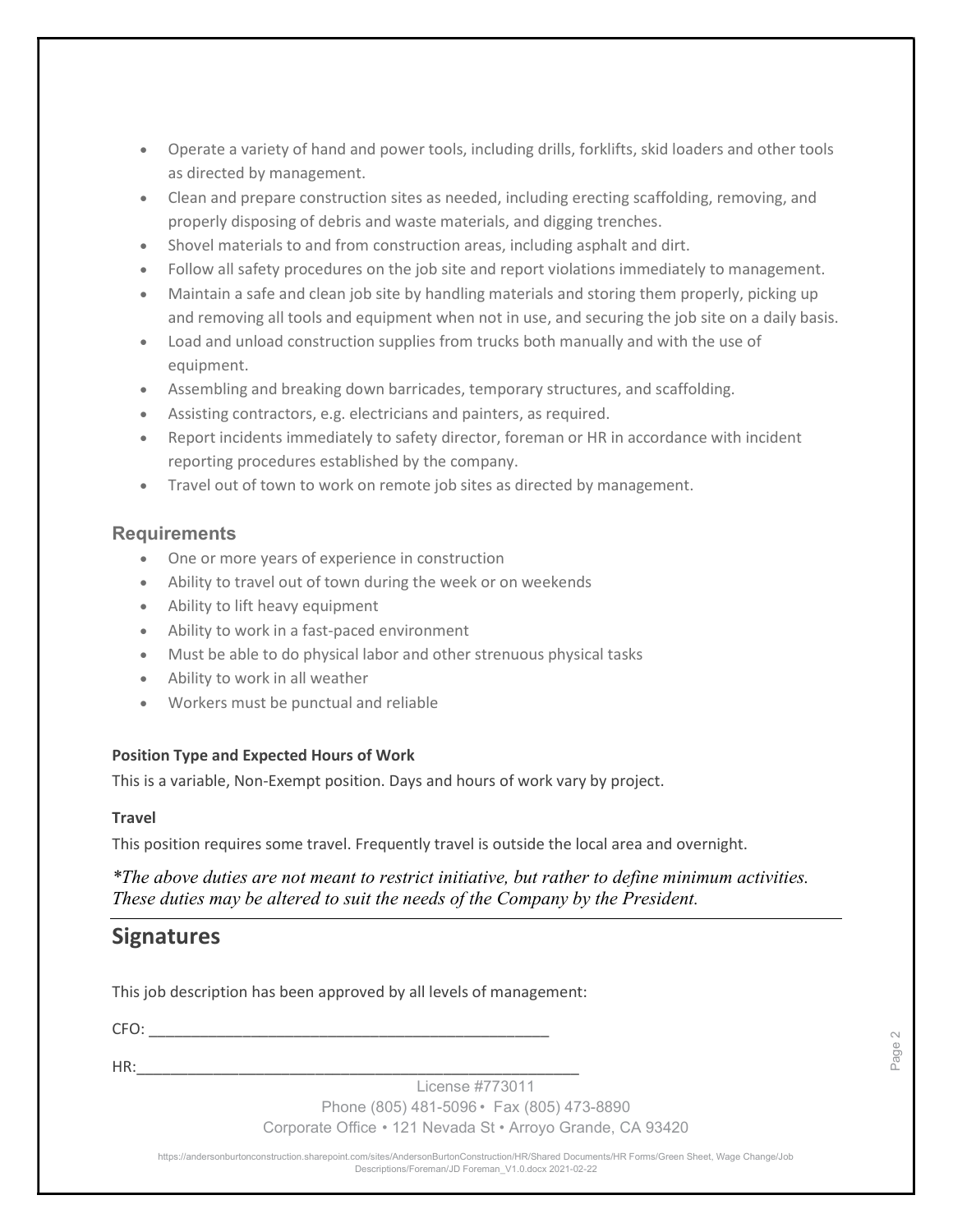- Operate a variety of hand and power tools, including drills, forklifts, skid loaders and other tools as directed by management.
- Clean and prepare construction sites as needed, including erecting scaffolding, removing, and properly disposing of debris and waste materials, and digging trenches.
- Shovel materials to and from construction areas, including asphalt and dirt.
- Follow all safety procedures on the job site and report violations immediately to management.
- Maintain a safe and clean job site by handling materials and storing them properly, picking up and removing all tools and equipment when not in use, and securing the job site on a daily basis.
- Load and unload construction supplies from trucks both manually and with the use of equipment.
- Assembling and breaking down barricades, temporary structures, and scaffolding.
- Assisting contractors, e.g. electricians and painters, as required.
- Report incidents immediately to safety director, foreman or HR in accordance with incident reporting procedures established by the company.
- Travel out of town to work on remote job sites as directed by management.

### Requirements

- One or more years of experience in construction
- Ability to travel out of town during the week or on weekends
- Ability to lift heavy equipment
- Ability to work in a fast-paced environment
- Must be able to do physical labor and other strenuous physical tasks
- Ability to work in all weather
- Workers must be punctual and reliable

**Position Type and Expected Hours of Work**

This is a variable, Non-Exempt position. Days and hours of work vary by project.

**Travel**

This position requires some travel. Frequently travel is outside the local area and overnight.

*\*The above duties are not meant to restrict initiative, but rather to define minimum activities. These duties may be altered to suit the needs of the Company by the President.*

## Signatures

This job description has been approved by all levels of management:

CFO: ______________________________________________

HR:_________________________________________________

License #773011

Phone (805) 481-5096 • Fax (805) 473-8890

Corporate Office • 121 Nevada St • Arroyo Grande, CA 93420

https://andersonburtonconstruction.sharepoint.com/sites/AndersonBurtonConstruction/HR/Shared Documents/HR Forms/Green Sheet, Wage Change/Job Descriptions/Foreman/JD Foreman_V1.0.docx 2021-02-22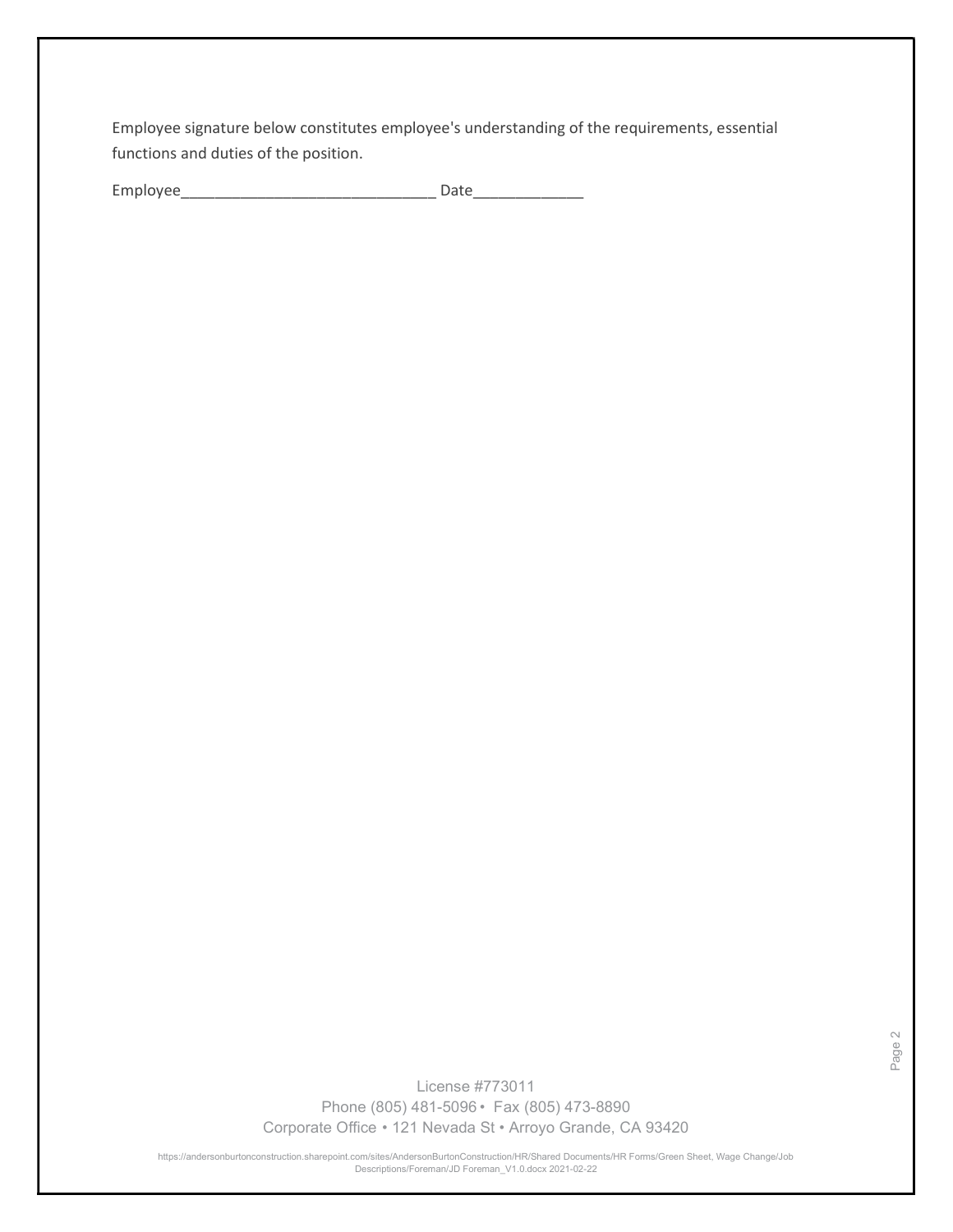Employee signature below constitutes employee's understanding of the requirements, essential functions and duties of the position.

Employee______________________________ Date_____________

License #773011

Phone (805) 481-5096 • Fax (805) 473-8890

Corporate Office • 121 Nevada St • Arroyo Grande, CA 93420

https://andersonburtonconstruction.sharepoint.com/sites/AndersonBurtonConstruction/HR/Shared Documents/HR Forms/Green Sheet, Wage Change/Job Descriptions/Foreman/JD Foreman_V1.0.docx 2021-02-22